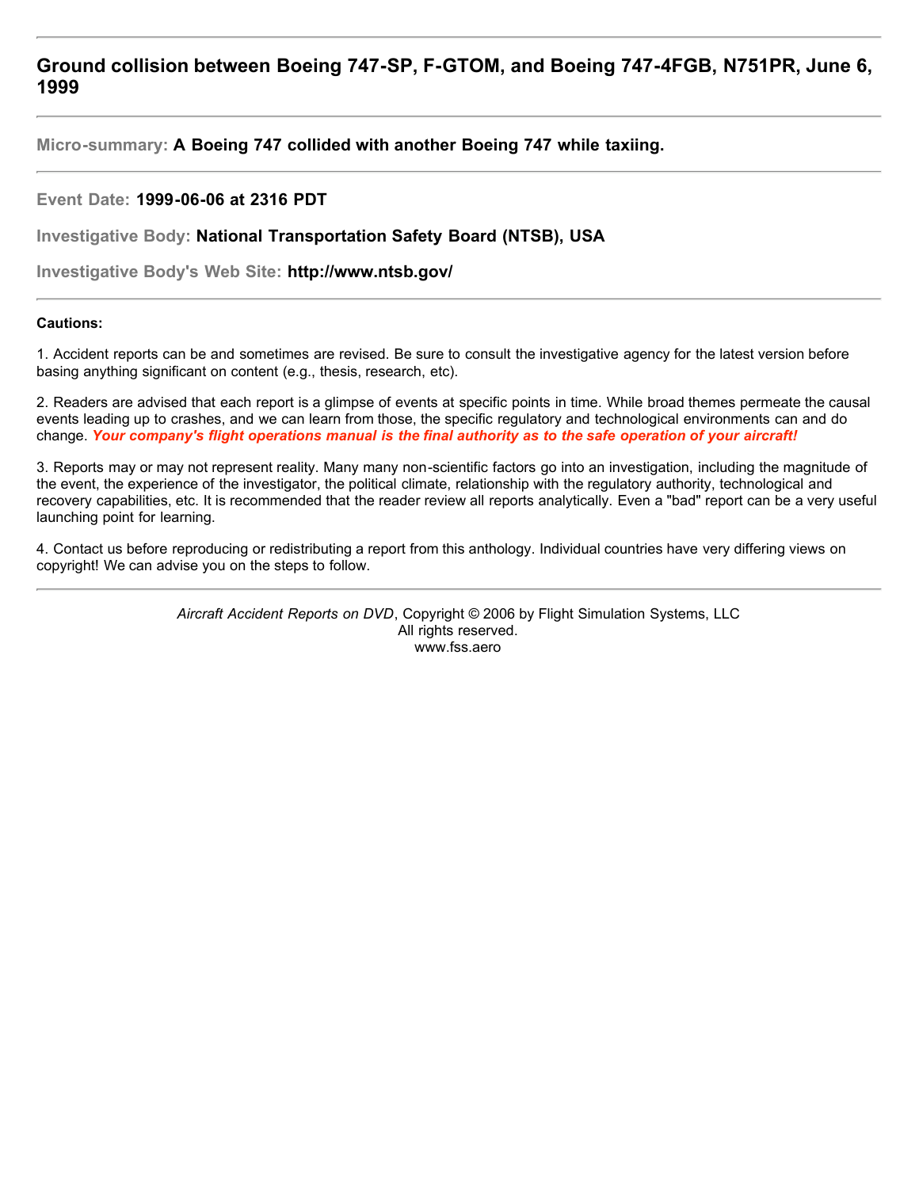---

## Ground collision between Boeing 747-SP, F-GTOM, and Boeing 747-4FGB, N751PR, June 6, 1999

---

**Micro-summary: A Boeing 747 collided with another Boeing 747 while taxiing.**

---

**Event Date: 1999-06-06 at 2316 PDT**

**Investigative Body: National Transportation Safety Board (NTSB), USA**

**Investigative Body's Web Site: http://www.ntsb.gov/**

---

**Cautions:**

1. Accident reports can be and sometimes are revised. Be sure to consult the investigative agency for the latest version before basing anything significant on content (e.g., thesis, research, etc).

2. Readers are advised that each report is a glimpse of events at specific points in time. While broad themes permeate the causal events leading up to crashes, and we can learn from those, the specific regulatory and technological environments can and do change. ***Your company's flight operations manual is the final authority as to the safe operation of your aircraft!***

3. Reports may or may not represent reality. Many many non-scientific factors go into an investigation, including the magnitude of the event, the experience of the investigator, the political climate, relationship with the regulatory authority, technological and recovery capabilities, etc. It is recommended that the reader review all reports analytically. Even a "bad" report can be a very useful launching point for learning.

4. Contact us before reproducing or redistributing a report from this anthology. Individual countries have very differing views on copyright! We can advise you on the steps to follow.

---

*Aircraft Accident Reports on DVD*, Copyright © 2006 by Flight Simulation Systems, LLC
All rights reserved.
www.fss.aero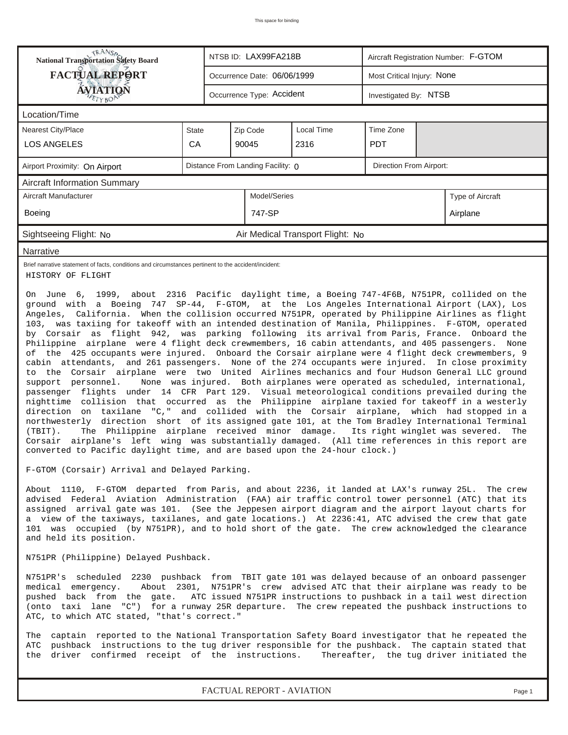This space for binding

| National Transportation Safety Board FACTUAL REPORT AVIATION | NTSB ID: LAX99FA218B | Aircraft Registration Number: F-GTOM |
|---|---|---|
| | Occurrence Date: 06/06/1999 | Most Critical Injury: None |
| | Occurrence Type: Accident | Investigated By: NTSB |

**Location/Time**

| Nearest City/Place | State | Zip Code | Local Time | Time Zone |
|---|---|---|---|---|
| LOS ANGELES | CA | 90045 | 2316 | PDT |

| Airport Proximity: On Airport | Distance From Landing Facility: 0 | Direction From Airport: |
|---|---|---|

**Aircraft Information Summary**

| Aircraft Manufacturer | Model/Series | Type of Aircraft |
|---|---|---|
| Boeing | 747-SP | Airplane |

Sightseeing Flight: No — Air Medical Transport Flight: No

**Narrative**

Brief narrative statement of facts, conditions and circumstances pertinent to the accident/incident:

HISTORY OF FLIGHT

On June 6, 1999, about 2316 Pacific daylight time, a Boeing 747-4F6B, N751PR, collided on the ground with a Boeing 747 SP-44, F-GTOM, at the Los Angeles International Airport (LAX), Los Angeles, California. When the collision occurred N751PR, operated by Philippine Airlines as flight 103, was taxiing for takeoff with an intended destination of Manila, Philippines. F-GTOM, operated by Corsair as flight 942, was parking following its arrival from Paris, France. Onboard the Philippine airplane were 4 flight deck crewmembers, 16 cabin attendants, and 405 passengers. None of the 425 occupants were injured. Onboard the Corsair airplane were 4 flight deck crewmembers, 9 cabin attendants, and 261 passengers. None of the 274 occupants were injured. In close proximity to the Corsair airplane were two United Airlines mechanics and four Hudson General LLC ground support personnel. None was injured. Both airplanes were operated as scheduled, international, passenger flights under 14 CFR Part 129. Visual meteorological conditions prevailed during the nighttime collision that occurred as the Philippine airplane taxied for takeoff in a westerly direction on taxilane "C," and collided with the Corsair airplane, which had stopped in a northwesterly direction short of its assigned gate 101, at the Tom Bradley International Terminal (TBIT). The Philippine airplane received minor damage. Its right winglet was severed. The Corsair airplane's left wing was substantially damaged. (All time references in this report are converted to Pacific daylight time, and are based upon the 24-hour clock.)

F-GTOM (Corsair) Arrival and Delayed Parking.

About 1110, F-GTOM departed from Paris, and about 2236, it landed at LAX's runway 25L. The crew advised Federal Aviation Administration (FAA) air traffic control tower personnel (ATC) that its assigned arrival gate was 101. (See the Jeppesen airport diagram and the airport layout charts for a view of the taxiways, taxilanes, and gate locations.) At 2236:41, ATC advised the crew that gate 101 was occupied (by N751PR), and to hold short of the gate. The crew acknowledged the clearance and held its position.

N751PR (Philippine) Delayed Pushback.

N751PR's scheduled 2230 pushback from TBIT gate 101 was delayed because of an onboard passenger medical emergency. About 2301, N751PR's crew advised ATC that their airplane was ready to be pushed back from the gate. ATC issued N751PR instructions to pushback in a tail west direction (onto taxi lane "C") for a runway 25R departure. The crew repeated the pushback instructions to ATC, to which ATC stated, "that's correct."

The captain reported to the National Transportation Safety Board investigator that he repeated the ATC pushback instructions to the tug driver responsible for the pushback. The captain stated that the driver confirmed receipt of the instructions. Thereafter, the tug driver initiated the

FACTUAL REPORT - AVIATION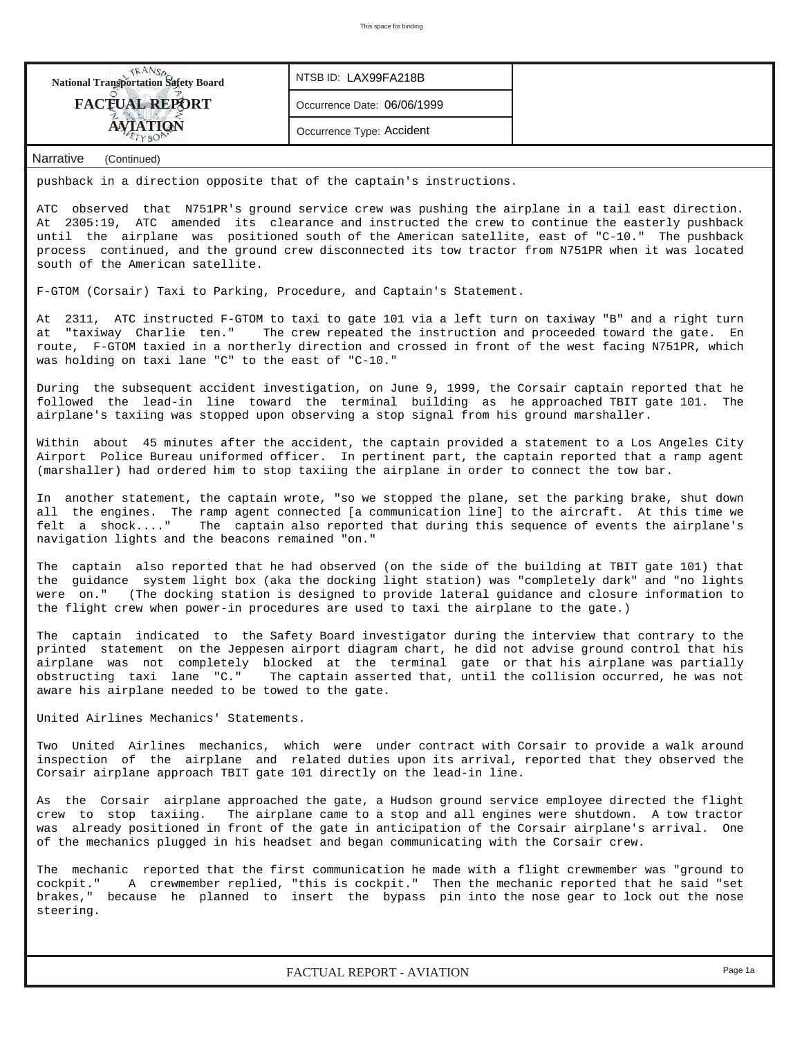Narrative (Continued)

pushback in a direction opposite that of the captain's instructions.

ATC observed that N751PR's ground service crew was pushing the airplane in a tail east direction. At 2305:19, ATC amended its clearance and instructed the crew to continue the easterly pushback until the airplane was positioned south of the American satellite, east of "C-10." The pushback process continued, and the ground crew disconnected its tow tractor from N751PR when it was located south of the American satellite.

F-GTOM (Corsair) Taxi to Parking, Procedure, and Captain's Statement.

At 2311, ATC instructed F-GTOM to taxi to gate 101 via a left turn on taxiway "B" and a right turn at "taxiway Charlie ten." The crew repeated the instruction and proceeded toward the gate. En route, F-GTOM taxied in a northerly direction and crossed in front of the west facing N751PR, which was holding on taxi lane "C" to the east of "C-10."

During the subsequent accident investigation, on June 9, 1999, the Corsair captain reported that he followed the lead-in line toward the terminal building as he approached TBIT gate 101. The airplane's taxiing was stopped upon observing a stop signal from his ground marshaller.

Within about 45 minutes after the accident, the captain provided a statement to a Los Angeles City Airport Police Bureau uniformed officer. In pertinent part, the captain reported that a ramp agent (marshaller) had ordered him to stop taxiing the airplane in order to connect the tow bar.

In another statement, the captain wrote, "so we stopped the plane, set the parking brake, shut down all the engines. The ramp agent connected [a communication line] to the aircraft. At this time we felt a shock...." The captain also reported that during this sequence of events the airplane's navigation lights and the beacons remained "on."

The captain also reported that he had observed (on the side of the building at TBIT gate 101) that the guidance system light box (aka the docking light station) was "completely dark" and "no lights were on." (The docking station is designed to provide lateral guidance and closure information to the flight crew when power-in procedures are used to taxi the airplane to the gate.)

The captain indicated to the Safety Board investigator during the interview that contrary to the printed statement on the Jeppesen airport diagram chart, he did not advise ground control that his airplane was not completely blocked at the terminal gate or that his airplane was partially obstructing taxi lane "C." The captain asserted that, until the collision occurred, he was not aware his airplane needed to be towed to the gate.

United Airlines Mechanics' Statements.

Two United Airlines mechanics, which were under contract with Corsair to provide a walk around inspection of the airplane and related duties upon its arrival, reported that they observed the Corsair airplane approach TBIT gate 101 directly on the lead-in line.

As the Corsair airplane approached the gate, a Hudson ground service employee directed the flight crew to stop taxiing. The airplane came to a stop and all engines were shutdown. A tow tractor was already positioned in front of the gate in anticipation of the Corsair airplane's arrival. One of the mechanics plugged in his headset and began communicating with the Corsair crew.

The mechanic reported that the first communication he made with a flight crewmember was "ground to cockpit." A crewmember replied, "this is cockpit." Then the mechanic reported that he said "set brakes," because he planned to insert the bypass pin into the nose gear to lock out the nose steering.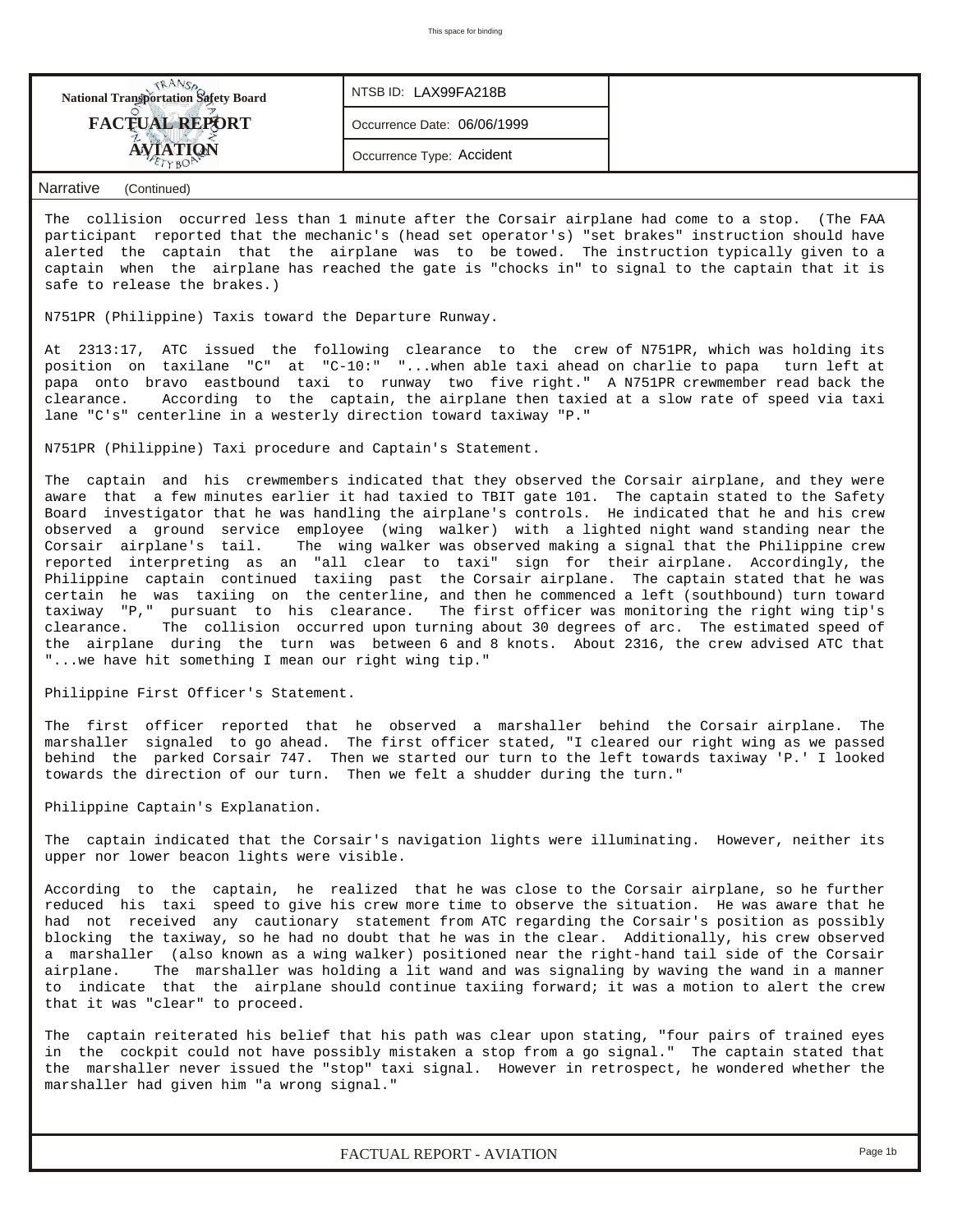| National Transportation Safety Board FACTUAL REPORT AVIATION | NTSB ID: LAX99FA218B | |
|---|---|---|
| | Occurrence Date: 06/06/1999 | |
| | Occurrence Type: Accident | |

Narrative (Continued)

The collision occurred less than 1 minute after the Corsair airplane had come to a stop. (The FAA participant reported that the mechanic's (head set operator's) "set brakes" instruction should have alerted the captain that the airplane was to be towed. The instruction typically given to a captain when the airplane has reached the gate is "chocks in" to signal to the captain that it is safe to release the brakes.)

N751PR (Philippine) Taxis toward the Departure Runway.

At 2313:17, ATC issued the following clearance to the crew of N751PR, which was holding its position on taxilane "C" at "C-10:" "...when able taxi ahead on charlie to papa turn left at papa onto bravo eastbound taxi to runway two five right." A N751PR crewmember read back the clearance. According to the captain, the airplane then taxied at a slow rate of speed via taxi lane "C's" centerline in a westerly direction toward taxiway "P."

N751PR (Philippine) Taxi procedure and Captain's Statement.

The captain and his crewmembers indicated that they observed the Corsair airplane, and they were aware that a few minutes earlier it had taxied to TBIT gate 101. The captain stated to the Safety Board investigator that he was handling the airplane's controls. He indicated that he and his crew observed a ground service employee (wing walker) with a lighted night wand standing near the Corsair airplane's tail. The wing walker was observed making a signal that the Philippine crew reported interpreting as an "all clear to taxi" sign for their airplane. Accordingly, the Philippine captain continued taxiing past the Corsair airplane. The captain stated that he was certain he was taxiing on the centerline, and then he commenced a left (southbound) turn toward taxiway "P," pursuant to his clearance. The first officer was monitoring the right wing tip's clearance. The collision occurred upon turning about 30 degrees of arc. The estimated speed of the airplane during the turn was between 6 and 8 knots. About 2316, the crew advised ATC that "...we have hit something I mean our right wing tip."

Philippine First Officer's Statement.

The first officer reported that he observed a marshaller behind the Corsair airplane. The marshaller signaled to go ahead. The first officer stated, "I cleared our right wing as we passed behind the parked Corsair 747. Then we started our turn to the left towards taxiway 'P.' I looked towards the direction of our turn. Then we felt a shudder during the turn."

Philippine Captain's Explanation.

The captain indicated that the Corsair's navigation lights were illuminating. However, neither its upper nor lower beacon lights were visible.

According to the captain, he realized that he was close to the Corsair airplane, so he further reduced his taxi speed to give his crew more time to observe the situation. He was aware that he had not received any cautionary statement from ATC regarding the Corsair's position as possibly blocking the taxiway, so he had no doubt that he was in the clear. Additionally, his crew observed a marshaller (also known as a wing walker) positioned near the right-hand tail side of the Corsair airplane. The marshaller was holding a lit wand and was signaling by waving the wand in a manner to indicate that the airplane should continue taxiing forward; it was a motion to alert the crew that it was "clear" to proceed.

The captain reiterated his belief that his path was clear upon stating, "four pairs of trained eyes in the cockpit could not have possibly mistaken a stop from a go signal." The captain stated that the marshaller never issued the "stop" taxi signal. However in retrospect, he wondered whether the marshaller had given him "a wrong signal."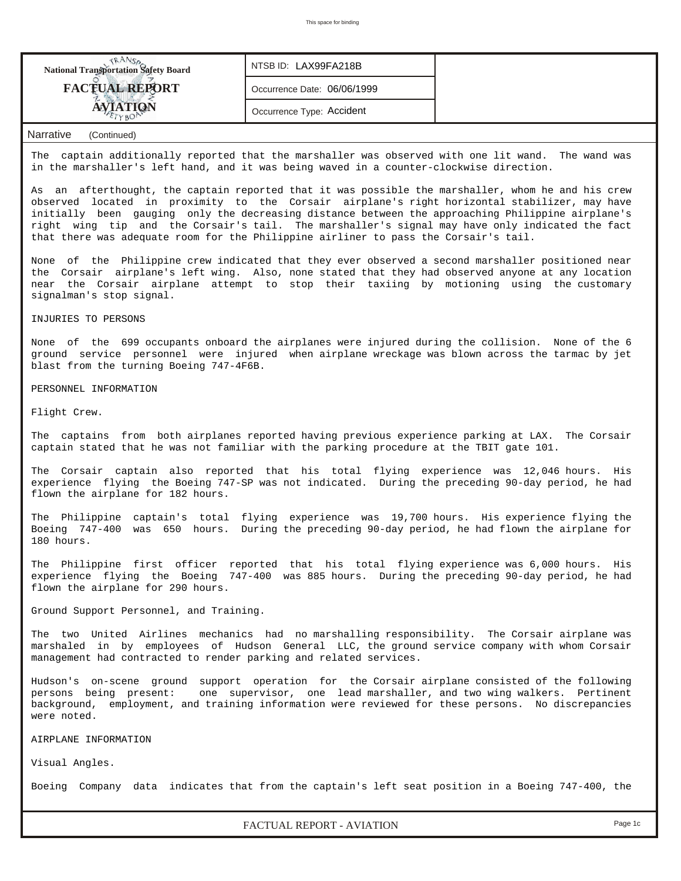The captain additionally reported that the marshaller was observed with one lit wand. The wand was in the marshaller's left hand, and it was being waved in a counter-clockwise direction.

As an afterthought, the captain reported that it was possible the marshaller, whom he and his crew observed located in proximity to the Corsair airplane's right horizontal stabilizer, may have initially been gauging only the decreasing distance between the approaching Philippine airplane's right wing tip and the Corsair's tail. The marshaller's signal may have only indicated the fact that there was adequate room for the Philippine airliner to pass the Corsair's tail.

None of the Philippine crew indicated that they ever observed a second marshaller positioned near the Corsair airplane's left wing. Also, none stated that they had observed anyone at any location near the Corsair airplane attempt to stop their taxiing by motioning using the customary signalman's stop signal.

INJURIES TO PERSONS

None of the 699 occupants onboard the airplanes were injured during the collision. None of the 6 ground service personnel were injured when airplane wreckage was blown across the tarmac by jet blast from the turning Boeing 747-4F6B.

PERSONNEL INFORMATION

Flight Crew.

The captains from both airplanes reported having previous experience parking at LAX. The Corsair captain stated that he was not familiar with the parking procedure at the TBIT gate 101.

The Corsair captain also reported that his total flying experience was 12,046 hours. His experience flying the Boeing 747-SP was not indicated. During the preceding 90-day period, he had flown the airplane for 182 hours.

The Philippine captain's total flying experience was 19,700 hours. His experience flying the Boeing 747-400 was 650 hours. During the preceding 90-day period, he had flown the airplane for 180 hours.

The Philippine first officer reported that his total flying experience was 6,000 hours. His experience flying the Boeing 747-400 was 885 hours. During the preceding 90-day period, he had flown the airplane for 290 hours.

Ground Support Personnel, and Training.

The two United Airlines mechanics had no marshalling responsibility. The Corsair airplane was marshaled in by employees of Hudson General LLC, the ground service company with whom Corsair management had contracted to render parking and related services.

Hudson's on-scene ground support operation for the Corsair airplane consisted of the following persons being present: one supervisor, one lead marshaller, and two wing walkers. Pertinent background, employment, and training information were reviewed for these persons. No discrepancies were noted.

AIRPLANE INFORMATION

Visual Angles.

Boeing Company data indicates that from the captain's left seat position in a Boeing 747-400, the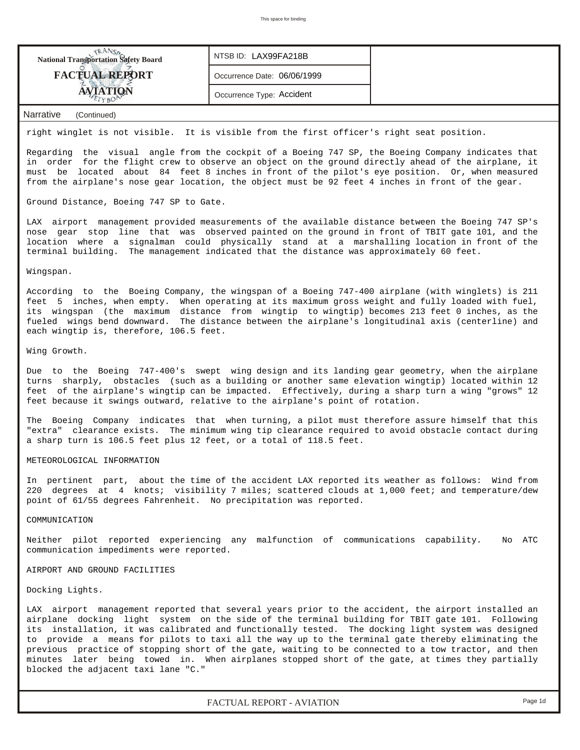**National Transportation Safety Board**
**FACTUAL REPORT**
**AVIATION**

NTSB ID: LAX99FA218B

Occurrence Date: 06/06/1999

Occurrence Type: Accident

**Narrative** (Continued)

right winglet is not visible. It is visible from the first officer's right seat position.

Regarding the visual angle from the cockpit of a Boeing 747 SP, the Boeing Company indicates that in order for the flight crew to observe an object on the ground directly ahead of the airplane, it must be located about 84 feet 8 inches in front of the pilot's eye position. Or, when measured from the airplane's nose gear location, the object must be 92 feet 4 inches in front of the gear.

Ground Distance, Boeing 747 SP to Gate.

LAX airport management provided measurements of the available distance between the Boeing 747 SP's nose gear stop line that was observed painted on the ground in front of TBIT gate 101, and the location where a signalman could physically stand at a marshalling location in front of the terminal building. The management indicated that the distance was approximately 60 feet.

Wingspan.

According to the Boeing Company, the wingspan of a Boeing 747-400 airplane (with winglets) is 211 feet 5 inches, when empty. When operating at its maximum gross weight and fully loaded with fuel, its wingspan (the maximum distance from wingtip to wingtip) becomes 213 feet 0 inches, as the fueled wings bend downward. The distance between the airplane's longitudinal axis (centerline) and each wingtip is, therefore, 106.5 feet.

Wing Growth.

Due to the Boeing 747-400's swept wing design and its landing gear geometry, when the airplane turns sharply, obstacles (such as a building or another same elevation wingtip) located within 12 feet of the airplane's wingtip can be impacted. Effectively, during a sharp turn a wing "grows" 12 feet because it swings outward, relative to the airplane's point of rotation.

The Boeing Company indicates that when turning, a pilot must therefore assure himself that this "extra" clearance exists. The minimum wing tip clearance required to avoid obstacle contact during a sharp turn is 106.5 feet plus 12 feet, or a total of 118.5 feet.

METEOROLOGICAL INFORMATION

In pertinent part, about the time of the accident LAX reported its weather as follows: Wind from 220 degrees at 4 knots; visibility 7 miles; scattered clouds at 1,000 feet; and temperature/dew point of 61/55 degrees Fahrenheit. No precipitation was reported.

COMMUNICATION

Neither pilot reported experiencing any malfunction of communications capability. No ATC communication impediments were reported.

AIRPORT AND GROUND FACILITIES

Docking Lights.

LAX airport management reported that several years prior to the accident, the airport installed an airplane docking light system on the side of the terminal building for TBIT gate 101. Following its installation, it was calibrated and functionally tested. The docking light system was designed to provide a means for pilots to taxi all the way up to the terminal gate thereby eliminating the previous practice of stopping short of the gate, waiting to be connected to a tow tractor, and then minutes later being towed in. When airplanes stopped short of the gate, at times they partially blocked the adjacent taxi lane "C."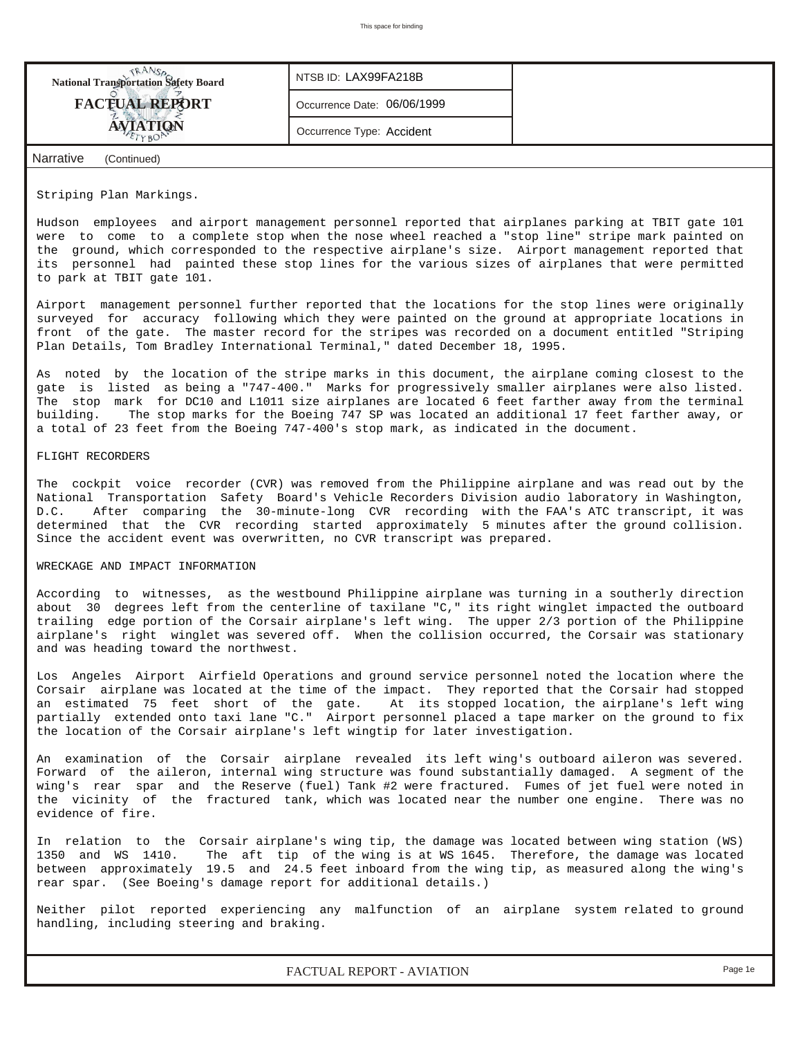| National Transportation Safety Board FACTUAL REPORT AVIATION | NTSB ID: LAX99FA218B |
| --- | --- |
| | Occurrence Date: 06/06/1999 |
| | Occurrence Type: Accident |

Narrative (Continued)

Striping Plan Markings.

Hudson employees and airport management personnel reported that airplanes parking at TBIT gate 101 were to come to a complete stop when the nose wheel reached a "stop line" stripe mark painted on the ground, which corresponded to the respective airplane's size. Airport management reported that its personnel had painted these stop lines for the various sizes of airplanes that were permitted to park at TBIT gate 101.

Airport management personnel further reported that the locations for the stop lines were originally surveyed for accuracy following which they were painted on the ground at appropriate locations in front of the gate. The master record for the stripes was recorded on a document entitled "Striping Plan Details, Tom Bradley International Terminal," dated December 18, 1995.

As noted by the location of the stripe marks in this document, the airplane coming closest to the gate is listed as being a "747-400." Marks for progressively smaller airplanes were also listed. The stop mark for DC10 and L1011 size airplanes are located 6 feet farther away from the terminal building. The stop marks for the Boeing 747 SP was located an additional 17 feet farther away, or a total of 23 feet from the Boeing 747-400's stop mark, as indicated in the document.

FLIGHT RECORDERS

The cockpit voice recorder (CVR) was removed from the Philippine airplane and was read out by the National Transportation Safety Board's Vehicle Recorders Division audio laboratory in Washington, D.C. After comparing the 30-minute-long CVR recording with the FAA's ATC transcript, it was determined that the CVR recording started approximately 5 minutes after the ground collision. Since the accident event was overwritten, no CVR transcript was prepared.

WRECKAGE AND IMPACT INFORMATION

According to witnesses, as the westbound Philippine airplane was turning in a southerly direction about 30 degrees left from the centerline of taxilane "C," its right winglet impacted the outboard trailing edge portion of the Corsair airplane's left wing. The upper 2/3 portion of the Philippine airplane's right winglet was severed off. When the collision occurred, the Corsair was stationary and was heading toward the northwest.

Los Angeles Airport Airfield Operations and ground service personnel noted the location where the Corsair airplane was located at the time of the impact. They reported that the Corsair had stopped an estimated 75 feet short of the gate. At its stopped location, the airplane's left wing partially extended onto taxi lane "C." Airport personnel placed a tape marker on the ground to fix the location of the Corsair airplane's left wingtip for later investigation.

An examination of the Corsair airplane revealed its left wing's outboard aileron was severed. Forward of the aileron, internal wing structure was found substantially damaged. A segment of the wing's rear spar and the Reserve (fuel) Tank #2 were fractured. Fumes of jet fuel were noted in the vicinity of the fractured tank, which was located near the number one engine. There was no evidence of fire.

In relation to the Corsair airplane's wing tip, the damage was located between wing station (WS) 1350 and WS 1410. The aft tip of the wing is at WS 1645. Therefore, the damage was located between approximately 19.5 and 24.5 feet inboard from the wing tip, as measured along the wing's rear spar. (See Boeing's damage report for additional details.)

Neither pilot reported experiencing any malfunction of an airplane system related to ground handling, including steering and braking.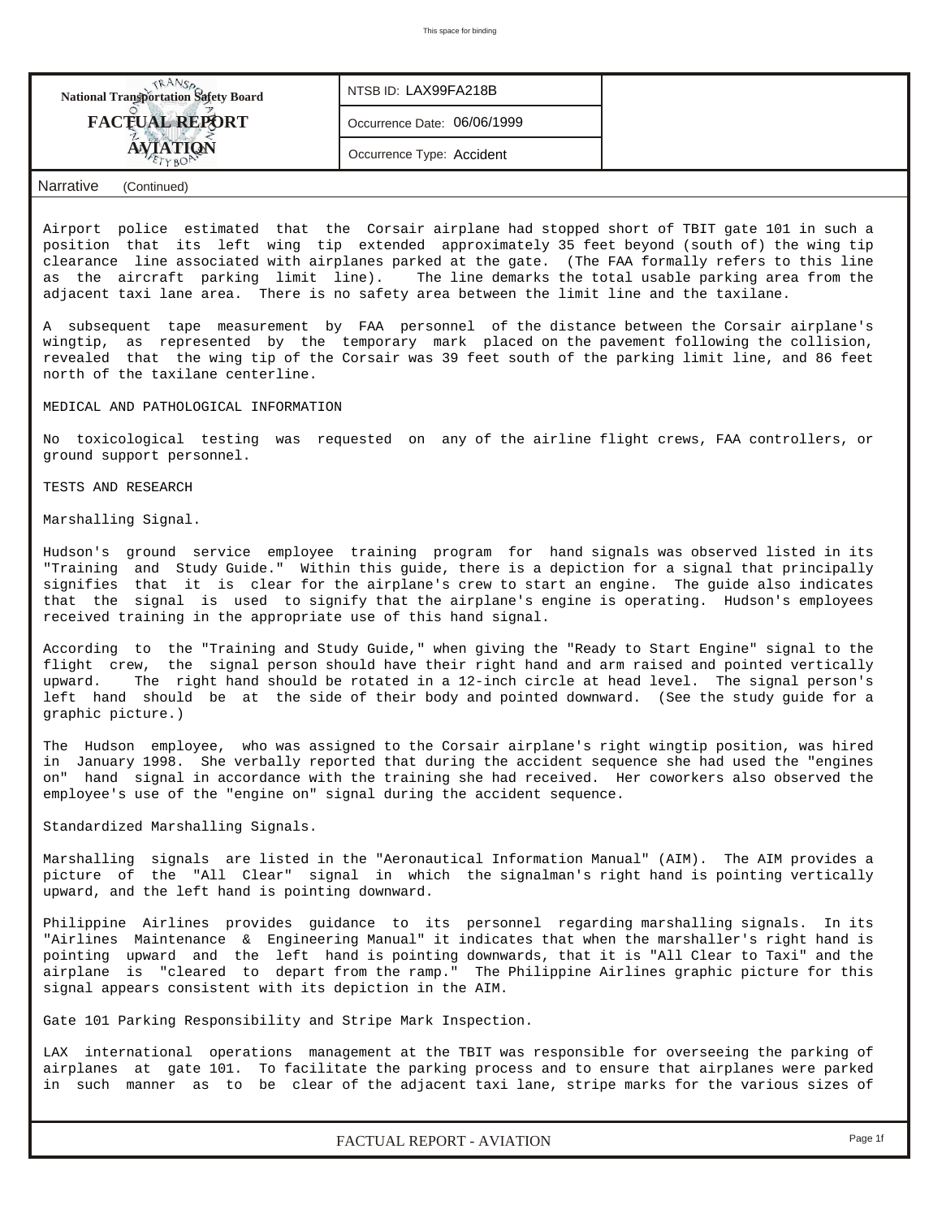Airport police estimated that the Corsair airplane had stopped short of TBIT gate 101 in such a position that its left wing tip extended approximately 35 feet beyond (south of) the wing tip clearance line associated with airplanes parked at the gate. (The FAA formally refers to this line as the aircraft parking limit line). The line demarks the total usable parking area from the adjacent taxi lane area. There is no safety area between the limit line and the taxilane.

A subsequent tape measurement by FAA personnel of the distance between the Corsair airplane's wingtip, as represented by the temporary mark placed on the pavement following the collision, revealed that the wing tip of the Corsair was 39 feet south of the parking limit line, and 86 feet north of the taxilane centerline.

MEDICAL AND PATHOLOGICAL INFORMATION

No toxicological testing was requested on any of the airline flight crews, FAA controllers, or ground support personnel.

TESTS AND RESEARCH

Marshalling Signal.

Hudson's ground service employee training program for hand signals was observed listed in its "Training and Study Guide." Within this guide, there is a depiction for a signal that principally signifies that it is clear for the airplane's crew to start an engine. The guide also indicates that the signal is used to signify that the airplane's engine is operating. Hudson's employees received training in the appropriate use of this hand signal.

According to the "Training and Study Guide," when giving the "Ready to Start Engine" signal to the flight crew, the signal person should have their right hand and arm raised and pointed vertically upward. The right hand should be rotated in a 12-inch circle at head level. The signal person's left hand should be at the side of their body and pointed downward. (See the study guide for a graphic picture.)

The Hudson employee, who was assigned to the Corsair airplane's right wingtip position, was hired in January 1998. She verbally reported that during the accident sequence she had used the "engines on" hand signal in accordance with the training she had received. Her coworkers also observed the employee's use of the "engine on" signal during the accident sequence.

Standardized Marshalling Signals.

Marshalling signals are listed in the "Aeronautical Information Manual" (AIM). The AIM provides a picture of the "All Clear" signal in which the signalman's right hand is pointing vertically upward, and the left hand is pointing downward.

Philippine Airlines provides guidance to its personnel regarding marshalling signals. In its "Airlines Maintenance & Engineering Manual" it indicates that when the marshaller's right hand is pointing upward and the left hand is pointing downwards, that it is "All Clear to Taxi" and the airplane is "cleared to depart from the ramp." The Philippine Airlines graphic picture for this signal appears consistent with its depiction in the AIM.

Gate 101 Parking Responsibility and Stripe Mark Inspection.

LAX international operations management at the TBIT was responsible for overseeing the parking of airplanes at gate 101. To facilitate the parking process and to ensure that airplanes were parked in such manner as to be clear of the adjacent taxi lane, stripe marks for the various sizes of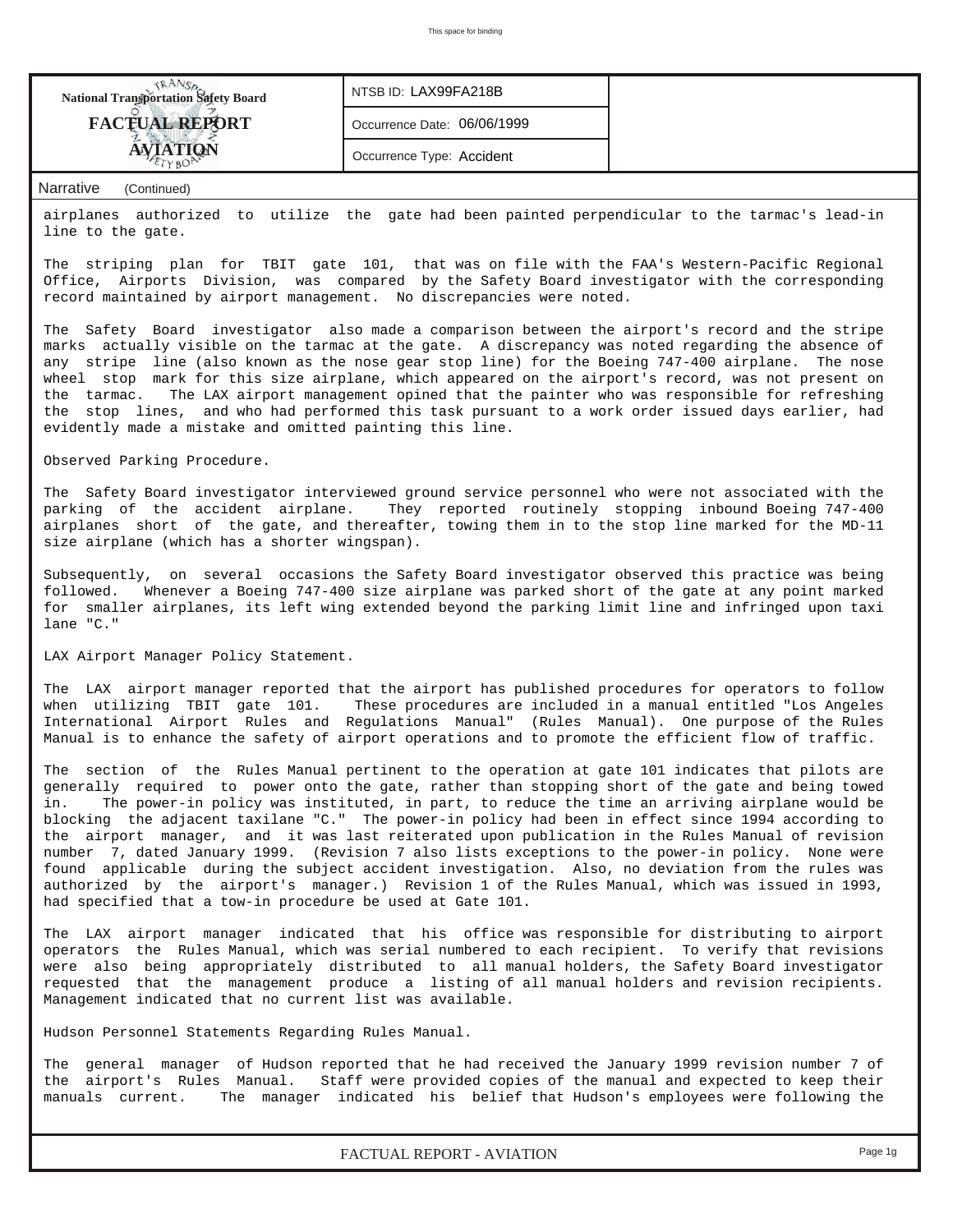airplanes authorized to utilize the gate had been painted perpendicular to the tarmac's lead-in line to the gate.

The striping plan for TBIT gate 101, that was on file with the FAA's Western-Pacific Regional Office, Airports Division, was compared by the Safety Board investigator with the corresponding record maintained by airport management. No discrepancies were noted.

The Safety Board investigator also made a comparison between the airport's record and the stripe marks actually visible on the tarmac at the gate. A discrepancy was noted regarding the absence of any stripe line (also known as the nose gear stop line) for the Boeing 747-400 airplane. The nose wheel stop mark for this size airplane, which appeared on the airport's record, was not present on the tarmac. The LAX airport management opined that the painter who was responsible for refreshing the stop lines, and who had performed this task pursuant to a work order issued days earlier, had evidently made a mistake and omitted painting this line.

Observed Parking Procedure.

The Safety Board investigator interviewed ground service personnel who were not associated with the parking of the accident airplane. They reported routinely stopping inbound Boeing 747-400 airplanes short of the gate, and thereafter, towing them in to the stop line marked for the MD-11 size airplane (which has a shorter wingspan).

Subsequently, on several occasions the Safety Board investigator observed this practice was being followed. Whenever a Boeing 747-400 size airplane was parked short of the gate at any point marked for smaller airplanes, its left wing extended beyond the parking limit line and infringed upon taxi lane "C."

LAX Airport Manager Policy Statement.

The LAX airport manager reported that the airport has published procedures for operators to follow when utilizing TBIT gate 101. These procedures are included in a manual entitled "Los Angeles International Airport Rules and Regulations Manual" (Rules Manual). One purpose of the Rules Manual is to enhance the safety of airport operations and to promote the efficient flow of traffic.

The section of the Rules Manual pertinent to the operation at gate 101 indicates that pilots are generally required to power onto the gate, rather than stopping short of the gate and being towed in. The power-in policy was instituted, in part, to reduce the time an arriving airplane would be blocking the adjacent taxilane "C." The power-in policy had been in effect since 1994 according to the airport manager, and it was last reiterated upon publication in the Rules Manual of revision number 7, dated January 1999. (Revision 7 also lists exceptions to the power-in policy. None were found applicable during the subject accident investigation. Also, no deviation from the rules was authorized by the airport's manager.) Revision 1 of the Rules Manual, which was issued in 1993, had specified that a tow-in procedure be used at Gate 101.

The LAX airport manager indicated that his office was responsible for distributing to airport operators the Rules Manual, which was serial numbered to each recipient. To verify that revisions were also being appropriately distributed to all manual holders, the Safety Board investigator requested that the management produce a listing of all manual holders and revision recipients. Management indicated that no current list was available.

Hudson Personnel Statements Regarding Rules Manual.

The general manager of Hudson reported that he had received the January 1999 revision number 7 of the airport's Rules Manual. Staff were provided copies of the manual and expected to keep their manuals current. The manager indicated his belief that Hudson's employees were following the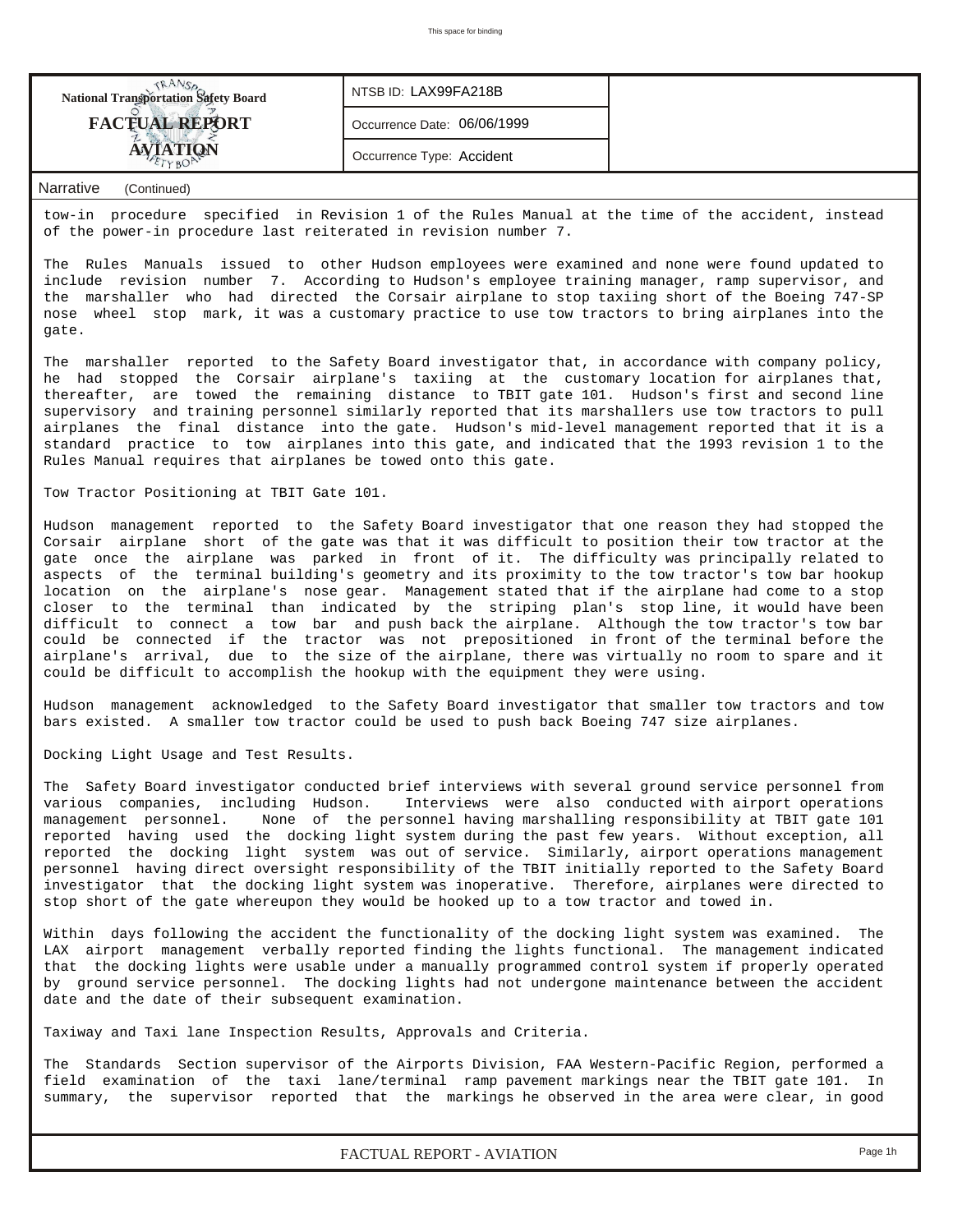| National Transportation Safety Board FACTUAL REPORT AVIATION | NTSB ID: LAX99FA218B | |
|---|---|---|
| | Occurrence Date: 06/06/1999 | |
| | Occurrence Type: Accident | |

Narrative (Continued)

tow-in procedure specified in Revision 1 of the Rules Manual at the time of the accident, instead of the power-in procedure last reiterated in revision number 7.

The Rules Manuals issued to other Hudson employees were examined and none were found updated to include revision number 7. According to Hudson's employee training manager, ramp supervisor, and the marshaller who had directed the Corsair airplane to stop taxiing short of the Boeing 747-SP nose wheel stop mark, it was a customary practice to use tow tractors to bring airplanes into the gate.

The marshaller reported to the Safety Board investigator that, in accordance with company policy, he had stopped the Corsair airplane's taxiing at the customary location for airplanes that, thereafter, are towed the remaining distance to TBIT gate 101. Hudson's first and second line supervisory and training personnel similarly reported that its marshallers use tow tractors to pull airplanes the final distance into the gate. Hudson's mid-level management reported that it is a standard practice to tow airplanes into this gate, and indicated that the 1993 revision 1 to the Rules Manual requires that airplanes be towed onto this gate.

Tow Tractor Positioning at TBIT Gate 101.

Hudson management reported to the Safety Board investigator that one reason they had stopped the Corsair airplane short of the gate was that it was difficult to position their tow tractor at the gate once the airplane was parked in front of it. The difficulty was principally related to aspects of the terminal building's geometry and its proximity to the tow tractor's tow bar hookup location on the airplane's nose gear. Management stated that if the airplane had come to a stop closer to the terminal than indicated by the striping plan's stop line, it would have been difficult to connect a tow bar and push back the airplane. Although the tow tractor's tow bar could be connected if the tractor was not prepositioned in front of the terminal before the airplane's arrival, due to the size of the airplane, there was virtually no room to spare and it could be difficult to accomplish the hookup with the equipment they were using.

Hudson management acknowledged to the Safety Board investigator that smaller tow tractors and tow bars existed. A smaller tow tractor could be used to push back Boeing 747 size airplanes.

Docking Light Usage and Test Results.

The Safety Board investigator conducted brief interviews with several ground service personnel from various companies, including Hudson. Interviews were also conducted with airport operations management personnel. None of the personnel having marshalling responsibility at TBIT gate 101 reported having used the docking light system during the past few years. Without exception, all reported the docking light system was out of service. Similarly, airport operations management personnel having direct oversight responsibility of the TBIT initially reported to the Safety Board investigator that the docking light system was inoperative. Therefore, airplanes were directed to stop short of the gate whereupon they would be hooked up to a tow tractor and towed in.

Within days following the accident the functionality of the docking light system was examined. The LAX airport management verbally reported finding the lights functional. The management indicated that the docking lights were usable under a manually programmed control system if properly operated by ground service personnel. The docking lights had not undergone maintenance between the accident date and the date of their subsequent examination.

Taxiway and Taxi lane Inspection Results, Approvals and Criteria.

The Standards Section supervisor of the Airports Division, FAA Western-Pacific Region, performed a field examination of the taxi lane/terminal ramp pavement markings near the TBIT gate 101. In summary, the supervisor reported that the markings he observed in the area were clear, in good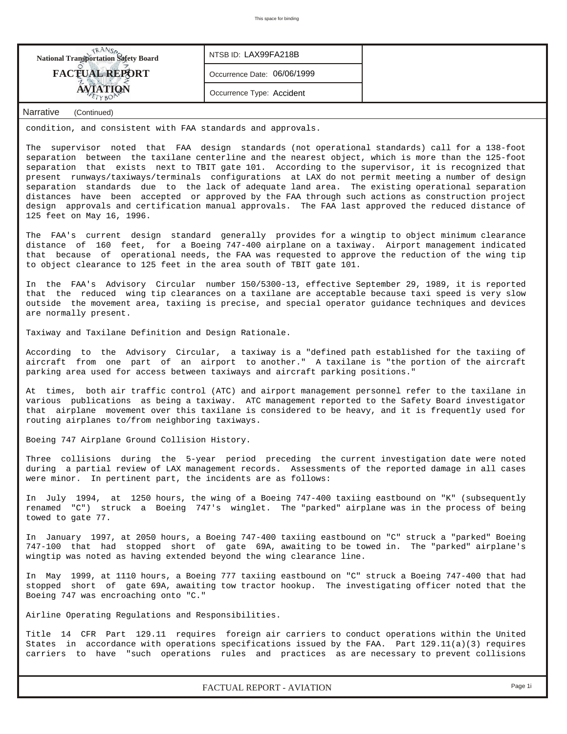**NTSB ID: LAX99FA218B**

**Occurrence Date: 06/06/1999**

**Occurrence Type: Accident**

**Narrative** (Continued)

condition, and consistent with FAA standards and approvals.

The supervisor noted that FAA design standards (not operational standards) call for a 138-foot separation between the taxilane centerline and the nearest object, which is more than the 125-foot separation that exists next to TBIT gate 101. According to the supervisor, it is recognized that present runways/taxiways/terminals configurations at LAX do not permit meeting a number of design separation standards due to the lack of adequate land area. The existing operational separation distances have been accepted or approved by the FAA through such actions as construction project design approvals and certification manual approvals. The FAA last approved the reduced distance of 125 feet on May 16, 1996.

The FAA's current design standard generally provides for a wingtip to object minimum clearance distance of 160 feet, for a Boeing 747-400 airplane on a taxiway. Airport management indicated that because of operational needs, the FAA was requested to approve the reduction of the wing tip to object clearance to 125 feet in the area south of TBIT gate 101.

In the FAA's Advisory Circular number 150/5300-13, effective September 29, 1989, it is reported that the reduced wing tip clearances on a taxilane are acceptable because taxi speed is very slow outside the movement area, taxiing is precise, and special operator guidance techniques and devices are normally present.

Taxiway and Taxilane Definition and Design Rationale.

According to the Advisory Circular, a taxiway is a "defined path established for the taxiing of aircraft from one part of an airport to another." A taxilane is "the portion of the aircraft parking area used for access between taxiways and aircraft parking positions."

At times, both air traffic control (ATC) and airport management personnel refer to the taxilane in various publications as being a taxiway. ATC management reported to the Safety Board investigator that airplane movement over this taxilane is considered to be heavy, and it is frequently used for routing airplanes to/from neighboring taxiways.

Boeing 747 Airplane Ground Collision History.

Three collisions during the 5-year period preceding the current investigation date were noted during a partial review of LAX management records. Assessments of the reported damage in all cases were minor. In pertinent part, the incidents are as follows:

In July 1994, at 1250 hours, the wing of a Boeing 747-400 taxiing eastbound on "K" (subsequently renamed "C") struck a Boeing 747's winglet. The "parked" airplane was in the process of being towed to gate 77.

In January 1997, at 2050 hours, a Boeing 747-400 taxiing eastbound on "C" struck a "parked" Boeing 747-100 that had stopped short of gate 69A, awaiting to be towed in. The "parked" airplane's wingtip was noted as having extended beyond the wing clearance line.

In May 1999, at 1110 hours, a Boeing 777 taxiing eastbound on "C" struck a Boeing 747-400 that had stopped short of gate 69A, awaiting tow tractor hookup. The investigating officer noted that the Boeing 747 was encroaching onto "C."

Airline Operating Regulations and Responsibilities.

Title 14 CFR Part 129.11 requires foreign air carriers to conduct operations within the United States in accordance with operations specifications issued by the FAA. Part 129.11(a)(3) requires carriers to have "such operations rules and practices as are necessary to prevent collisions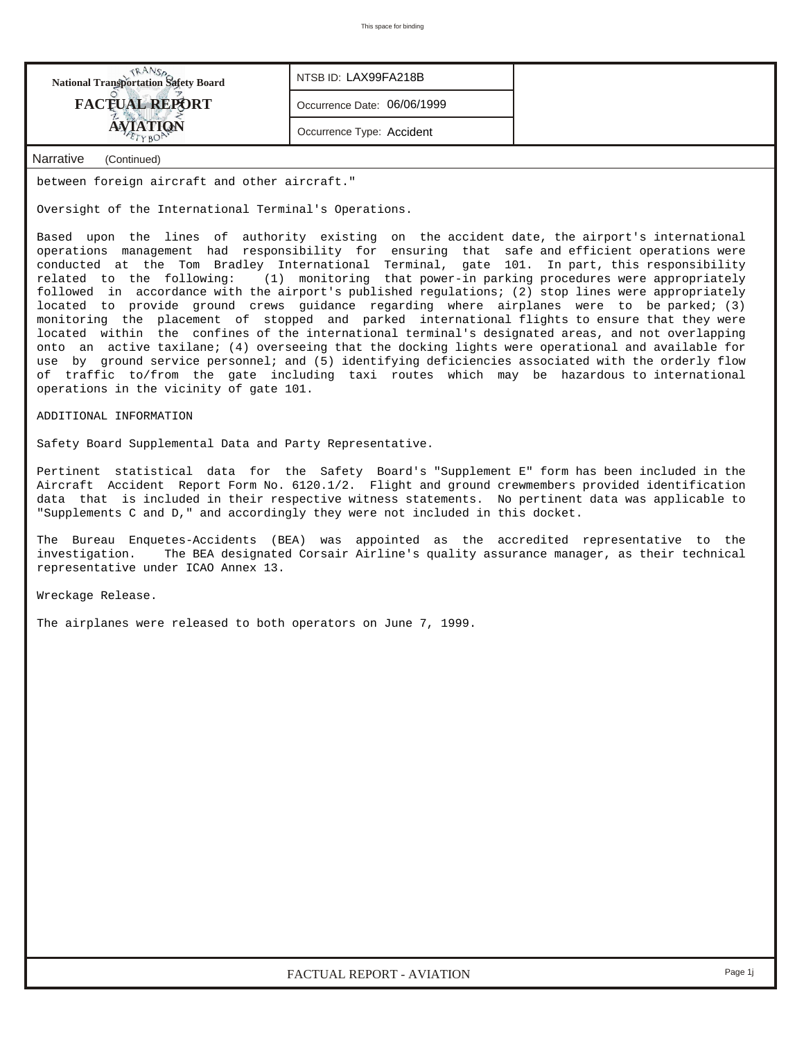**National Transportation Safety Board**
**FACTUAL REPORT**
**AVIATION**

| NTSB ID: LAX99FA218B |
|---|
| Occurrence Date: 06/06/1999 |
| Occurrence Type: Accident |

Narrative (Continued)

between foreign aircraft and other aircraft."

Oversight of the International Terminal's Operations.

Based upon the lines of authority existing on the accident date, the airport's international operations management had responsibility for ensuring that safe and efficient operations were conducted at the Tom Bradley International Terminal, gate 101. In part, this responsibility related to the following: (1) monitoring that power-in parking procedures were appropriately followed in accordance with the airport's published regulations; (2) stop lines were appropriately located to provide ground crews guidance regarding where airplanes were to be parked; (3) monitoring the placement of stopped and parked international flights to ensure that they were located within the confines of the international terminal's designated areas, and not overlapping onto an active taxilane; (4) overseeing that the docking lights were operational and available for use by ground service personnel; and (5) identifying deficiencies associated with the orderly flow of traffic to/from the gate including taxi routes which may be hazardous to international operations in the vicinity of gate 101.

ADDITIONAL INFORMATION

Safety Board Supplemental Data and Party Representative.

Pertinent statistical data for the Safety Board's "Supplement E" form has been included in the Aircraft Accident Report Form No. 6120.1/2. Flight and ground crewmembers provided identification data that is included in their respective witness statements. No pertinent data was applicable to "Supplements C and D," and accordingly they were not included in this docket.

The Bureau Enquetes-Accidents (BEA) was appointed as the accredited representative to the investigation. The BEA designated Corsair Airline's quality assurance manager, as their technical representative under ICAO Annex 13.

Wreckage Release.

The airplanes were released to both operators on June 7, 1999.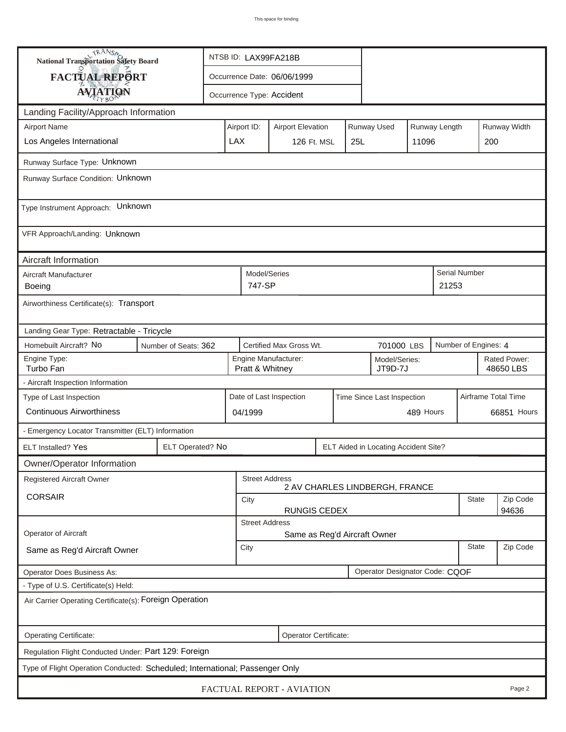This space for binding

**National Transportation Safety Board**

**FACTUAL REPORT**

**AVIATION**

NTSB ID: LAX99FA218B

Occurrence Date: 06/06/1999

Occurrence Type: Accident

## Landing Facility/Approach Information

| Airport Name | Airport ID: | Airport Elevation | Runway Used | Runway Length | Runway Width |
|---|---|---|---|---|---|
| Los Angeles International | LAX | 126 Ft. MSL | 25L | 11096 | 200 |

Runway Surface Type: Unknown

Runway Surface Condition: Unknown

Type Instrument Approach: Unknown

VFR Approach/Landing: Unknown

## Aircraft Information

| Aircraft Manufacturer | Model/Series | Serial Number |
|---|---|---|
| Boeing | 747-SP | 21253 |

Airworthiness Certificate(s): Transport

Landing Gear Type: Retractable - Tricycle

| Homebuilt Aircraft? No | Number of Seats: 362 | Certified Max Gross Wt. | 701000 LBS | Number of Engines: 4 |
|---|---|---|---|---|

| Engine Type: | Engine Manufacturer: | Model/Series: | Rated Power: |
|---|---|---|---|
| Turbo Fan | Pratt & Whitney | JT9D-7J | 48650 LBS |

- Aircraft Inspection Information

| Type of Last Inspection | Date of Last Inspection | Time Since Last Inspection | Airframe Total Time |
|---|---|---|---|
| Continuous Airworthiness | 04/1999 | 489 Hours | 66851 Hours |

- Emergency Locator Transmitter (ELT) Information

| ELT Installed? Yes | ELT Operated? No | ELT Aided in Locating Accident Site? |
|---|---|---|

## Owner/Operator Information

| Registered Aircraft Owner | Street Address | | |
|---|---|---|---|
| CORSAIR | 2 AV CHARLES LINDBERGH, FRANCE | | |
| | City | State | Zip Code |
| | RUNGIS CEDEX | | 94636 |

| Operator of Aircraft | Street Address | | |
|---|---|---|---|
| Same as Reg'd Aircraft Owner | Same as Reg'd Aircraft Owner | | |
| | City | State | Zip Code |
| | | | |

Operator Does Business As:

Operator Designator Code: CQOF

- Type of U.S. Certificate(s) Held:

Air Carrier Operating Certificate(s): Foreign Operation

Operating Certificate:

Operator Certificate:

Regulation Flight Conducted Under: Part 129: Foreign

Type of Flight Operation Conducted: Scheduled; International; Passenger Only

FACTUAL REPORT - AVIATION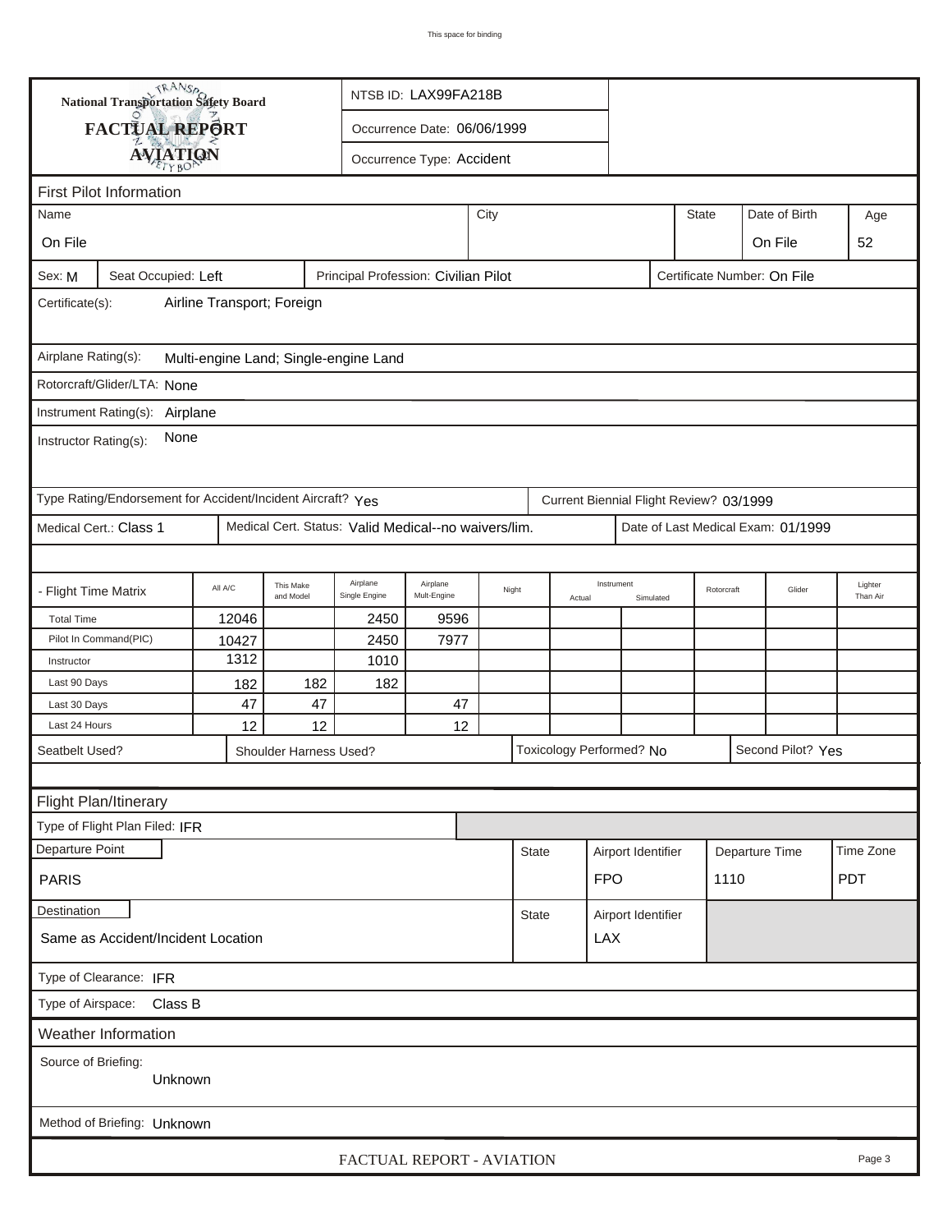This space for binding

**National Transportation Safety Board**

# FACTUAL REPORT AVIATION

NTSB ID: LAX99FA218B

Occurrence Date: 06/06/1999

Occurrence Type: Accident

## First Pilot Information

| Name | City | State | Date of Birth | Age |
|---|---|---|---|---|
| On File | | | On File | 52 |

Sex: M | Seat Occupied: Left | Principal Profession: Civilian Pilot | Certificate Number: On File

Certificate(s): Airline Transport; Foreign

Airplane Rating(s): Multi-engine Land; Single-engine Land

Rotorcraft/Glider/LTA: None

Instrument Rating(s): Airplane

Instructor Rating(s): None

Type Rating/Endorsement for Accident/Incident Aircraft? Yes | Current Biennial Flight Review? 03/1999

Medical Cert.: Class 1 | Medical Cert. Status: Valid Medical--no waivers/lim. | Date of Last Medical Exam: 01/1999

| - Flight Time Matrix | All A/C | This Make and Model | Airplane Single Engine | Airplane Mult-Engine | Night | Instrument Actual | Instrument Simulated | Rotorcraft | Glider | Lighter Than Air |
|---|---|---|---|---|---|---|---|---|---|---|
| Total Time | 12046 | | 2450 | 9596 | | | | | | |
| Pilot In Command(PIC) | 10427 | | 2450 | 7977 | | | | | | |
| Instructor | 1312 | | 1010 | | | | | | | |
| Last 90 Days | 182 | 182 | 182 | | | | | | | |
| Last 30 Days | 47 | 47 | | 47 | | | | | | |
| Last 24 Hours | 12 | 12 | | 12 | | | | | | |

Seatbelt Used? | Shoulder Harness Used? | Toxicology Performed? No | Second Pilot? Yes

## Flight Plan/Itinerary

Type of Flight Plan Filed: IFR

| Departure Point | State | Airport Identifier | Departure Time | Time Zone |
|---|---|---|---|---|
| PARIS | | FPO | 1110 | PDT |

| Destination | State | Airport Identifier |
|---|---|---|
| Same as Accident/Incident Location | | LAX |

Type of Clearance: IFR

Type of Airspace: Class B

## Weather Information

Source of Briefing: Unknown

Method of Briefing: Unknown

FACTUAL REPORT - AVIATION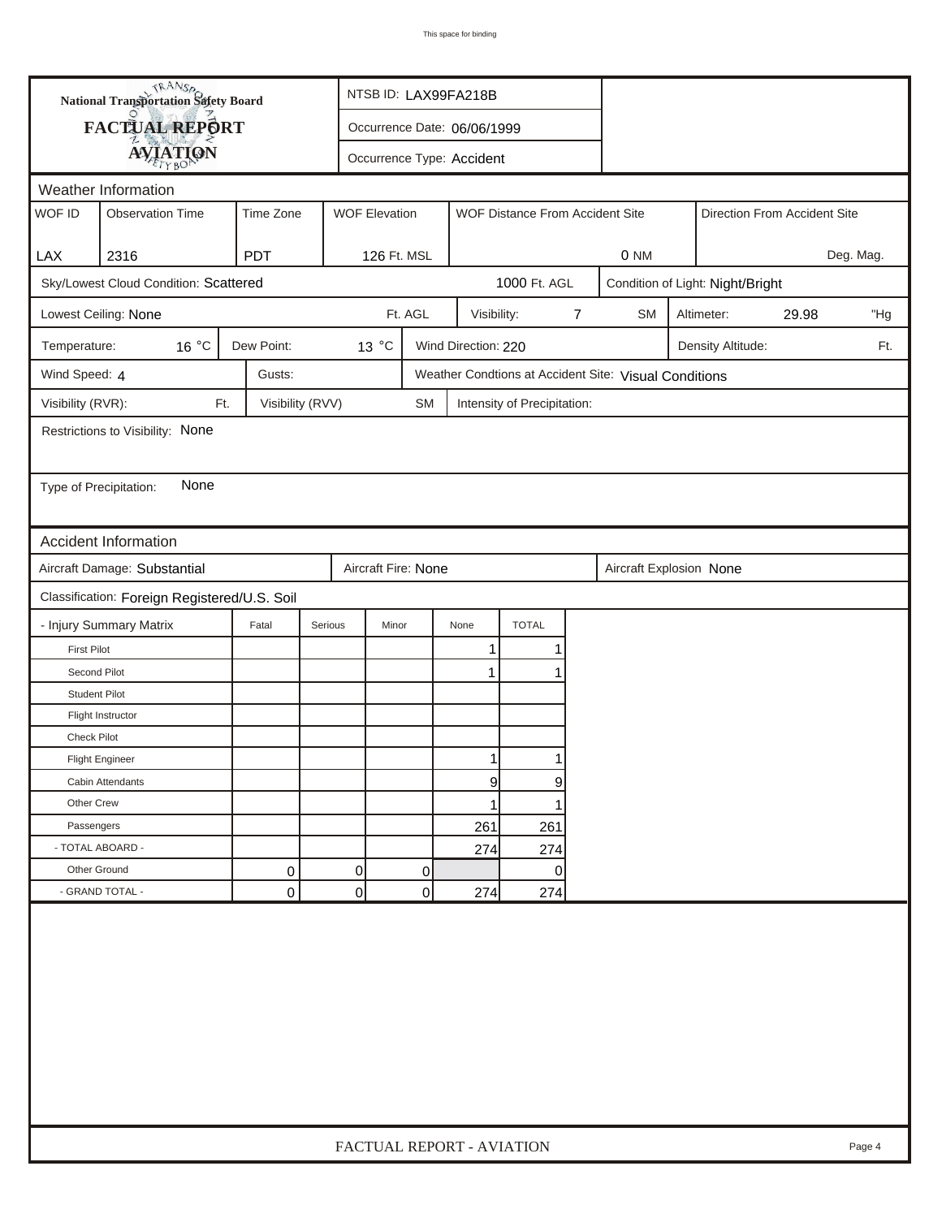National Transportation Safety Board

# FACTUAL REPORT

## AVIATION

NTSB ID: LAX99FA218B

Occurrence Date: 06/06/1999

Occurrence Type: Accident

### Weather Information

| WOF ID | Observation Time | Time Zone | WOF Elevation | WOF Distance From Accident Site | Direction From Accident Site |
|---|---|---|---|---|---|
| LAX | 2316 | PDT | 126 Ft. MSL | 0 NM | Deg. Mag. |

Sky/Lowest Cloud Condition: Scattered — 1000 Ft. AGL

Condition of Light: Night/Bright

Lowest Ceiling: None Ft. AGL

Visibility: 7 SM

Altimeter: 29.98 "Hg

Temperature: 16 °C

Dew Point: 13 °C

Wind Direction: 220

Density Altitude: Ft.

Wind Speed: 4

Gusts:

Weather Condtions at Accident Site: Visual Conditions

Visibility (RVR): Ft.

Visibility (RVV) SM

Intensity of Precipitation:

Restrictions to Visibility: None

Type of Precipitation: None

### Accident Information

Aircraft Damage: Substantial

Aircraft Fire: None

Aircraft Explosion None

Classification: Foreign Registered/U.S. Soil

| - Injury Summary Matrix | Fatal | Serious | Minor | None | TOTAL |
|---|---|---|---|---|---|
| First Pilot | | | | 1 | 1 |
| Second Pilot | | | | 1 | 1 |
| Student Pilot | | | | | |
| Flight Instructor | | | | | |
| Check Pilot | | | | | |
| Flight Engineer | | | | 1 | 1 |
| Cabin Attendants | | | | 9 | 9 |
| Other Crew | | | | 1 | 1 |
| Passengers | | | | 261 | 261 |
| - TOTAL ABOARD - | | | | 274 | 274 |
| Other Ground | 0 | 0 | 0 | | 0 |
| - GRAND TOTAL - | 0 | 0 | 0 | 274 | 274 |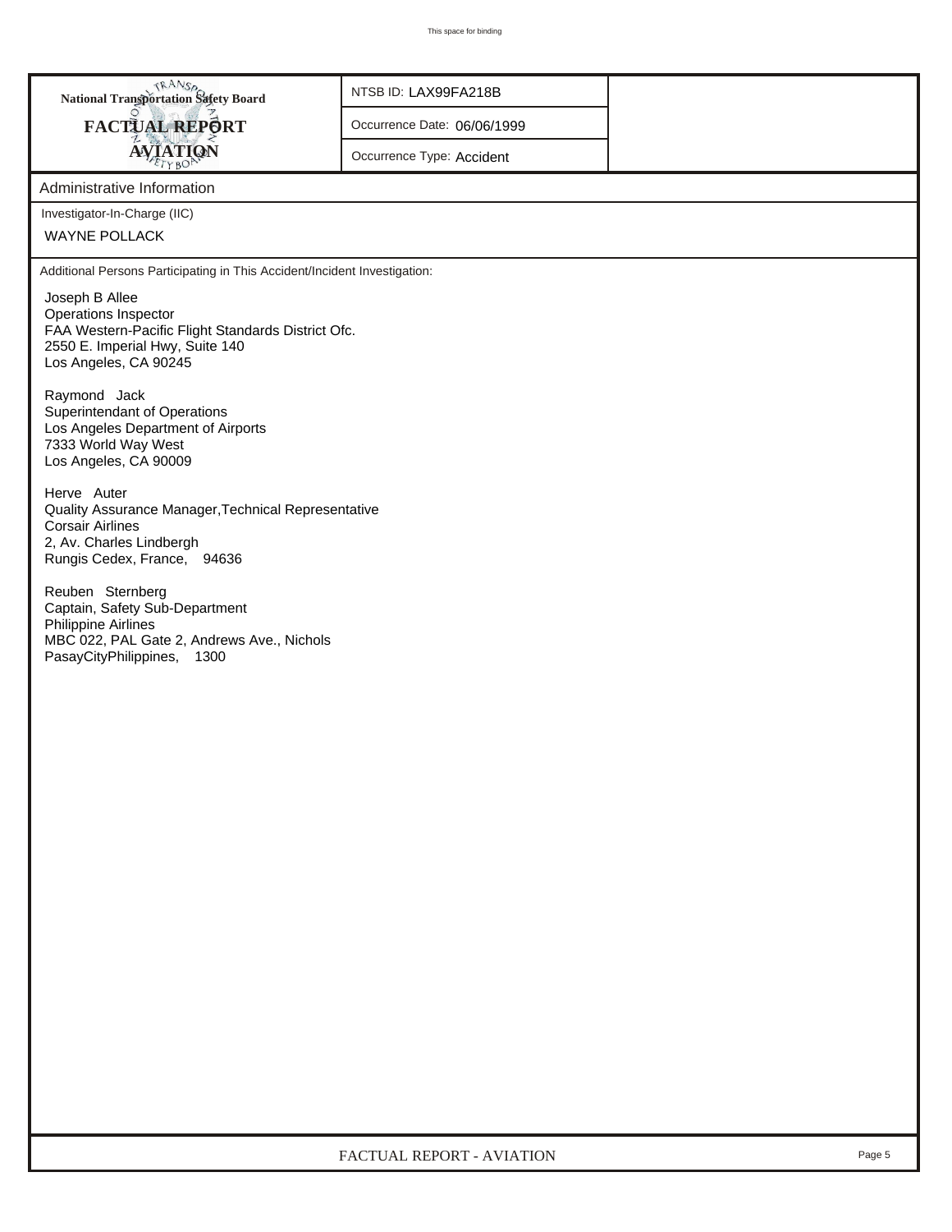| National Transportation Safety Board FACTUAL REPORT AVIATION | NTSB ID: LAX99FA218B | |
|---|---|---|
| | Occurrence Date: 06/06/1999 | |
| | Occurrence Type: Accident | |

## Administrative Information

Investigator-In-Charge (IIC)

WAYNE POLLACK

Additional Persons Participating in This Accident/Incident Investigation:

Joseph B Allee
Operations Inspector
FAA Western-Pacific Flight Standards District Ofc.
2550 E. Imperial Hwy, Suite 140
Los Angeles, CA 90245

Raymond Jack
Superintendant of Operations
Los Angeles Department of Airports
7333 World Way West
Los Angeles, CA 90009

Herve Auter
Quality Assurance Manager,Technical Representative
Corsair Airlines
2, Av. Charles Lindbergh
Rungis Cedex, France, 94636

Reuben Sternberg
Captain, Safety Sub-Department
Philippine Airlines
MBC 022, PAL Gate 2, Andrews Ave., Nichols
PasayCityPhilippines, 1300